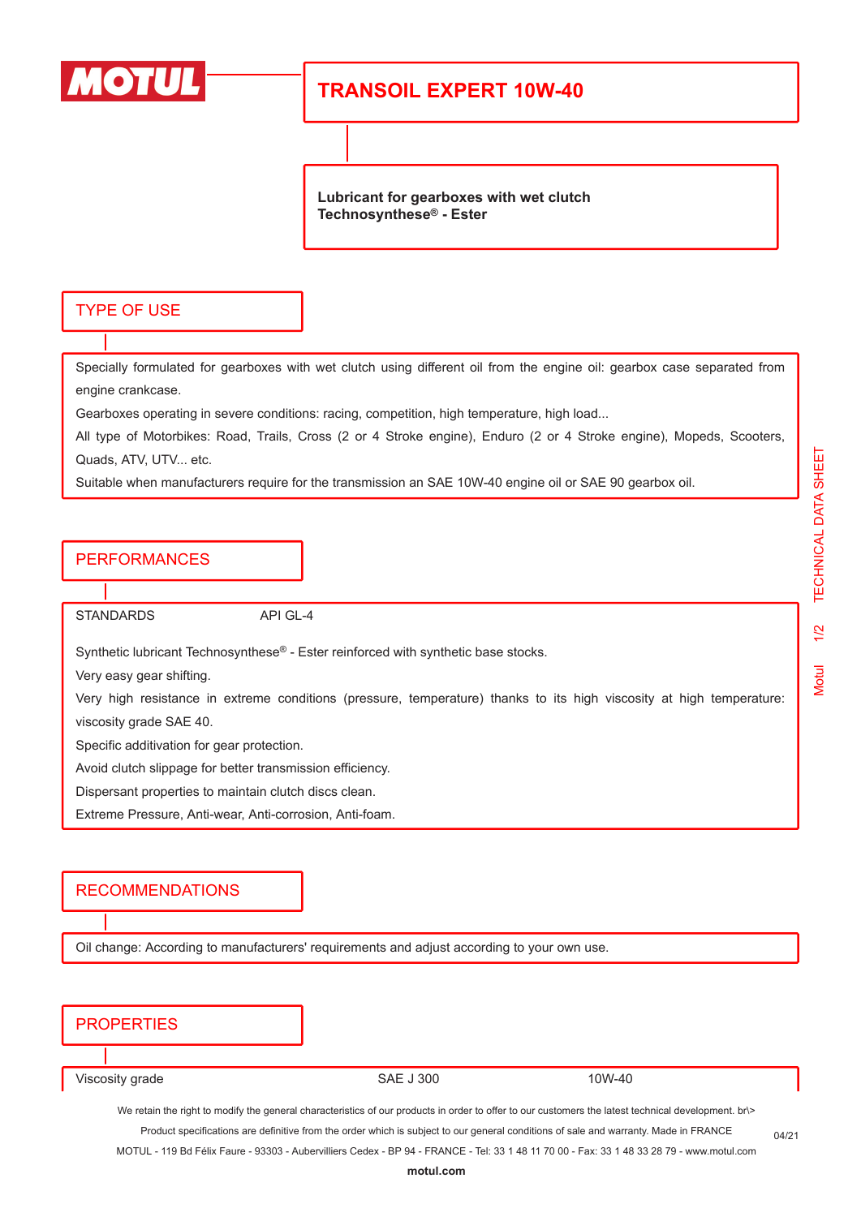# TRANSOIL EXPERT 10W-40

**Lubricant for gearboxes with wet clutch**
**Technosynthese® - Ester**

## TYPE OF USE

Specially formulated for gearboxes with wet clutch using different oil from the engine oil: gearbox case separated from engine crankcase.

Gearboxes operating in severe conditions: racing, competition, high temperature, high load...

All type of Motorbikes: Road, Trails, Cross (2 or 4 Stroke engine), Enduro (2 or 4 Stroke engine), Mopeds, Scooters, Quads, ATV, UTV... etc.

Suitable when manufacturers require for the transmission an SAE 10W-40 engine oil or SAE 90 gearbox oil.

## PERFORMANCES

STANDARDS API GL-4

Synthetic lubricant Technosynthese® - Ester reinforced with synthetic base stocks.

Very easy gear shifting.

Very high resistance in extreme conditions (pressure, temperature) thanks to its high viscosity at high temperature: viscosity grade SAE 40.

Specific additivation for gear protection.

Avoid clutch slippage for better transmission efficiency.

Dispersant properties to maintain clutch discs clean.

Extreme Pressure, Anti-wear, Anti-corrosion, Anti-foam.

## RECOMMENDATIONS

Oil change: According to manufacturers' requirements and adjust according to your own use.

## PROPERTIES

| Viscosity grade | SAE J 300 | 10W-40 |
|---|---|---|

We retain the right to modify the general characteristics of our products in order to offer to our customers the latest technical development. br\>
Product specifications are definitive from the order which is subject to our general conditions of sale and warranty. Made in FRANCE
MOTUL - 119 Bd Félix Faure - 93303 - Aubervilliers Cedex - BP 94 - FRANCE - Tel: 33 1 48 11 70 00 - Fax: 33 1 48 33 28 79 - www.motul.com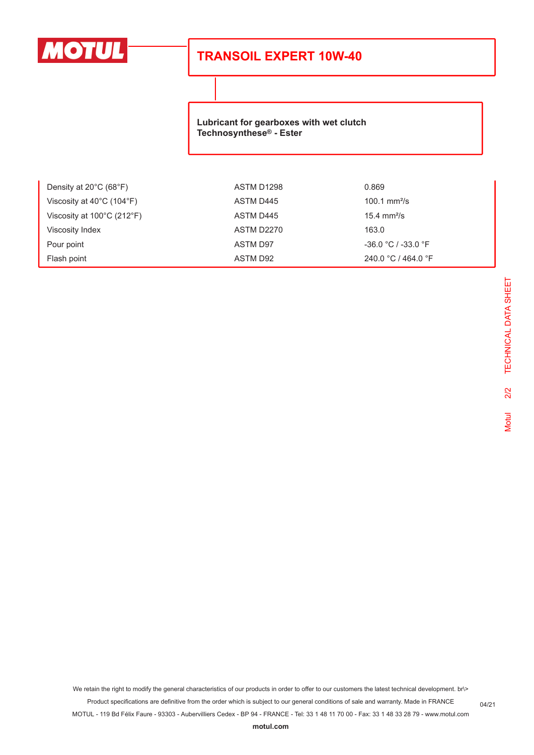# TRANSOIL EXPERT 10W-40

**Lubricant for gearboxes with wet clutch**
**Technosynthese® - Ester**

| | | |
|---|---|---|
| Density at 20°C (68°F) | ASTM D1298 | 0.869 |
| Viscosity at 40°C (104°F) | ASTM D445 | 100.1 mm²/s |
| Viscosity at 100°C (212°F) | ASTM D445 | 15.4 mm²/s |
| Viscosity Index | ASTM D2270 | 163.0 |
| Pour point | ASTM D97 | -36.0 °C / -33.0 °F |
| Flash point | ASTM D92 | 240.0 °C / 464.0 °F |

We retain the right to modify the general characteristics of our products in order to offer to our customers the latest technical development. br\>
Product specifications are definitive from the order which is subject to our general conditions of sale and warranty. Made in FRANCE
MOTUL - 119 Bd Félix Faure - 93303 - Aubervilliers Cedex - BP 94 - FRANCE - Tel: 33 1 48 11 70 00 - Fax: 33 1 48 33 28 79 - www.motul.com

04/21

**motul.com**